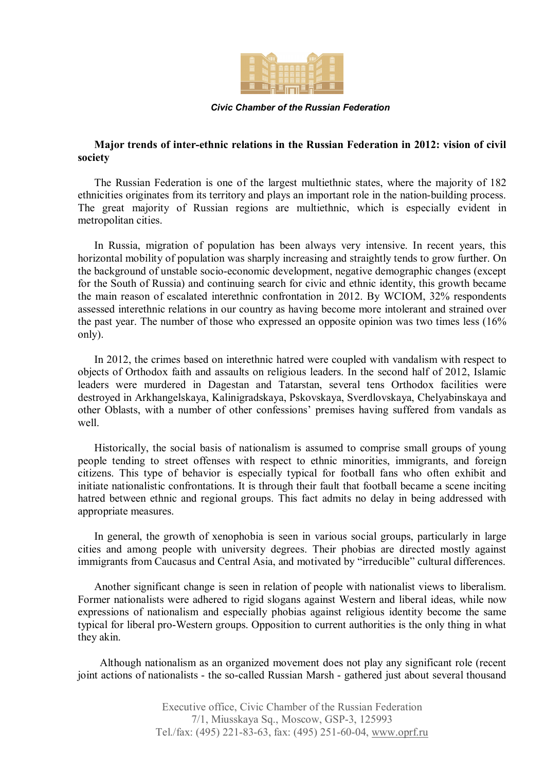*Civic Chamber of the Russian Federation*

**Major trends of inter-ethnic relations in the Russian Federation in 2012: vision of civil society**

The Russian Federation is one of the largest multiethnic states, where the majority of 182 ethnicities originates from its territory and plays an important role in the nation-building process. The great majority of Russian regions are multiethnic, which is especially evident in metropolitan cities.

In Russia, migration of population has been always very intensive. In recent years, this horizontal mobility of population was sharply increasing and straightly tends to grow further. On the background of unstable socio-economic development, negative demographic changes (except for the South of Russia) and continuing search for civic and ethnic identity, this growth became the main reason of escalated interethnic confrontation in 2012. By WCIOM, 32% respondents assessed interethnic relations in our country as having become more intolerant and strained over the past year. The number of those who expressed an opposite opinion was two times less (16% only).

In 2012, the crimes based on interethnic hatred were coupled with vandalism with respect to objects of Orthodox faith and assaults on religious leaders. In the second half of 2012, Islamic leaders were murdered in Dagestan and Tatarstan, several tens Orthodox facilities were destroyed in Arkhangelskaya, Kalinigradskaya, Pskovskaya, Sverdlovskaya, Chelyabinskaya and other Oblasts, with a number of other confessions' premises having suffered from vandals as well.

Historically, the social basis of nationalism is assumed to comprise small groups of young people tending to street offenses with respect to ethnic minorities, immigrants, and foreign citizens. This type of behavior is especially typical for football fans who often exhibit and initiate nationalistic confrontations. It is through their fault that football became a scene inciting hatred between ethnic and regional groups. This fact admits no delay in being addressed with appropriate measures.

In general, the growth of xenophobia is seen in various social groups, particularly in large cities and among people with university degrees. Their phobias are directed mostly against immigrants from Caucasus and Central Asia, and motivated by "irreducible" cultural differences.

Another significant change is seen in relation of people with nationalist views to liberalism. Former nationalists were adhered to rigid slogans against Western and liberal ideas, while now expressions of nationalism and especially phobias against religious identity become the same typical for liberal pro-Western groups. Opposition to current authorities is the only thing in what they akin.

Although nationalism as an organized movement does not play any significant role (recent joint actions of nationalists - the so-called Russian Marsh - gathered just about several thousand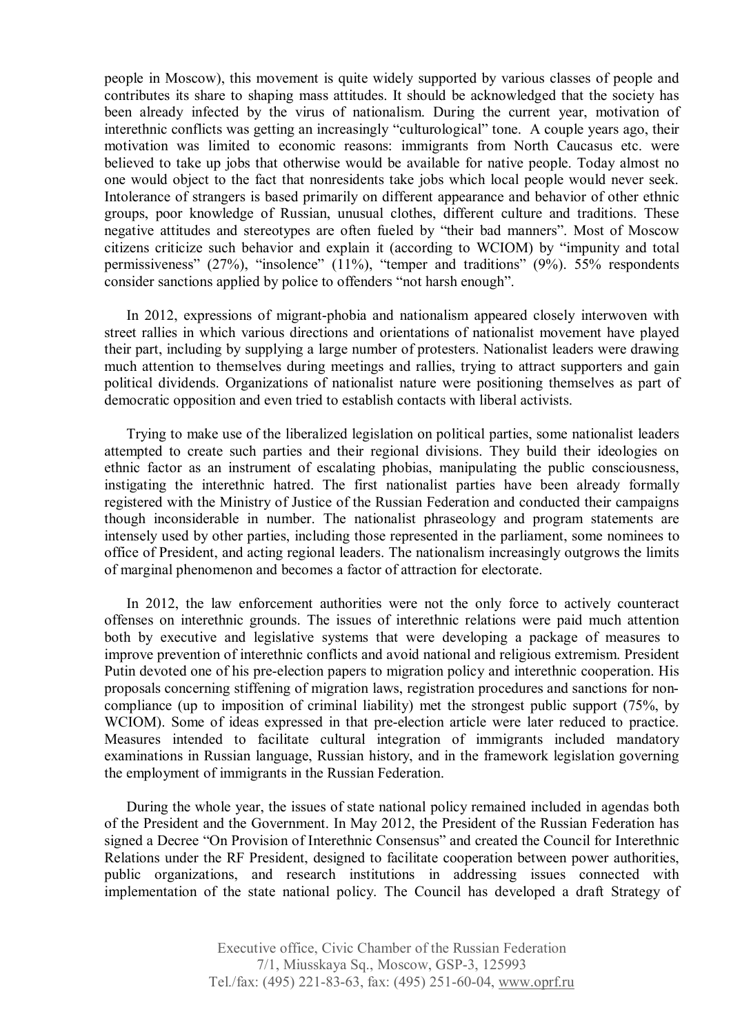people in Moscow), this movement is quite widely supported by various classes of people and contributes its share to shaping mass attitudes. It should be acknowledged that the society has been already infected by the virus of nationalism. During the current year, motivation of interethnic conflicts was getting an increasingly "culturological" tone. A couple years ago, their motivation was limited to economic reasons: immigrants from North Caucasus etc. were believed to take up jobs that otherwise would be available for native people. Today almost no one would object to the fact that nonresidents take jobs which local people would never seek. Intolerance of strangers is based primarily on different appearance and behavior of other ethnic groups, poor knowledge of Russian, unusual clothes, different culture and traditions. These negative attitudes and stereotypes are often fueled by "their bad manners". Most of Moscow citizens criticize such behavior and explain it (according to WCIOM) by "impunity and total permissiveness" (27%), "insolence" (11%), "temper and traditions" (9%). 55% respondents consider sanctions applied by police to offenders "not harsh enough".

In 2012, expressions of migrant-phobia and nationalism appeared closely interwoven with street rallies in which various directions and orientations of nationalist movement have played their part, including by supplying a large number of protesters. Nationalist leaders were drawing much attention to themselves during meetings and rallies, trying to attract supporters and gain political dividends. Organizations of nationalist nature were positioning themselves as part of democratic opposition and even tried to establish contacts with liberal activists.

Trying to make use of the liberalized legislation on political parties, some nationalist leaders attempted to create such parties and their regional divisions. They build their ideologies on ethnic factor as an instrument of escalating phobias, manipulating the public consciousness, instigating the interethnic hatred. The first nationalist parties have been already formally registered with the Ministry of Justice of the Russian Federation and conducted their campaigns though inconsiderable in number. The nationalist phraseology and program statements are intensely used by other parties, including those represented in the parliament, some nominees to office of President, and acting regional leaders. The nationalism increasingly outgrows the limits of marginal phenomenon and becomes a factor of attraction for electorate.

In 2012, the law enforcement authorities were not the only force to actively counteract offenses on interethnic grounds. The issues of interethnic relations were paid much attention both by executive and legislative systems that were developing a package of measures to improve prevention of interethnic conflicts and avoid national and religious extremism. President Putin devoted one of his pre-election papers to migration policy and interethnic cooperation. His proposals concerning stiffening of migration laws, registration procedures and sanctions for non-compliance (up to imposition of criminal liability) met the strongest public support (75%, by WCIOM). Some of ideas expressed in that pre-election article were later reduced to practice. Measures intended to facilitate cultural integration of immigrants included mandatory examinations in Russian language, Russian history, and in the framework legislation governing the employment of immigrants in the Russian Federation.

During the whole year, the issues of state national policy remained included in agendas both of the President and the Government. In May 2012, the President of the Russian Federation has signed a Decree "On Provision of Interethnic Consensus" and created the Council for Interethnic Relations under the RF President, designed to facilitate cooperation between power authorities, public organizations, and research institutions in addressing issues connected with implementation of the state national policy. The Council has developed a draft Strategy of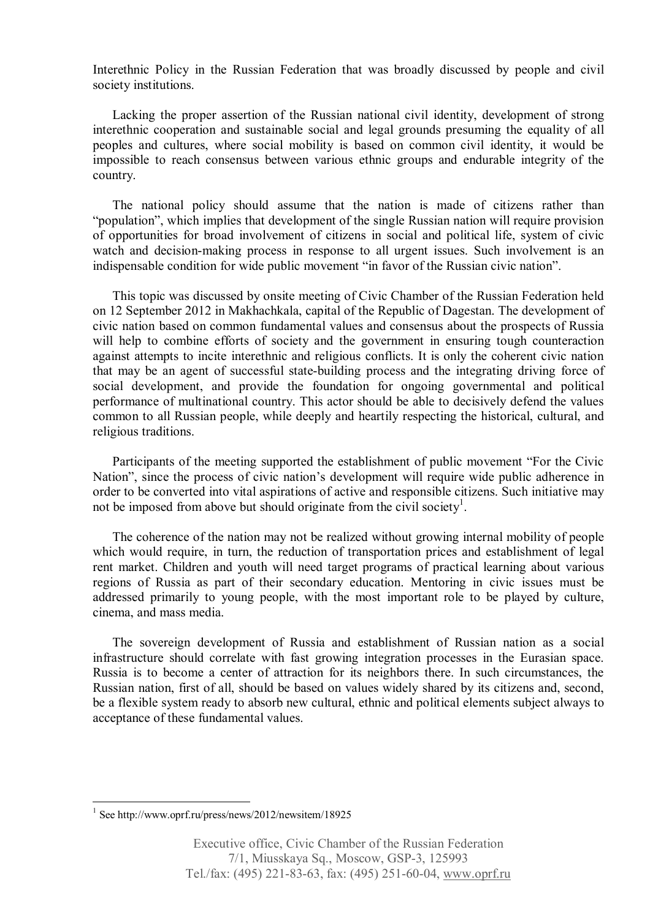Interethnic Policy in the Russian Federation that was broadly discussed by people and civil society institutions.

Lacking the proper assertion of the Russian national civil identity, development of strong interethnic cooperation and sustainable social and legal grounds presuming the equality of all peoples and cultures, where social mobility is based on common civil identity, it would be impossible to reach consensus between various ethnic groups and endurable integrity of the country.

The national policy should assume that the nation is made of citizens rather than "population", which implies that development of the single Russian nation will require provision of opportunities for broad involvement of citizens in social and political life, system of civic watch and decision-making process in response to all urgent issues. Such involvement is an indispensable condition for wide public movement "in favor of the Russian civic nation".

This topic was discussed by onsite meeting of Civic Chamber of the Russian Federation held on 12 September 2012 in Makhachkala, capital of the Republic of Dagestan. The development of civic nation based on common fundamental values and consensus about the prospects of Russia will help to combine efforts of society and the government in ensuring tough counteraction against attempts to incite interethnic and religious conflicts. It is only the coherent civic nation that may be an agent of successful state-building process and the integrating driving force of social development, and provide the foundation for ongoing governmental and political performance of multinational country. This actor should be able to decisively defend the values common to all Russian people, while deeply and heartily respecting the historical, cultural, and religious traditions.

Participants of the meeting supported the establishment of public movement "For the Civic Nation", since the process of civic nation's development will require wide public adherence in order to be converted into vital aspirations of active and responsible citizens. Such initiative may not be imposed from above but should originate from the civil society[1].

The coherence of the nation may not be realized without growing internal mobility of people which would require, in turn, the reduction of transportation prices and establishment of legal rent market. Children and youth will need target programs of practical learning about various regions of Russia as part of their secondary education. Mentoring in civic issues must be addressed primarily to young people, with the most important role to be played by culture, cinema, and mass media.

The sovereign development of Russia and establishment of Russian nation as a social infrastructure should correlate with fast growing integration processes in the Eurasian space. Russia is to become a center of attraction for its neighbors there. In such circumstances, the Russian nation, first of all, should be based on values widely shared by its citizens and, second, be a flexible system ready to absorb new cultural, ethnic and political elements subject always to acceptance of these fundamental values.

---

[1] See http://www.oprf.ru/press/news/2012/newsitem/18925

Executive office, Civic Chamber of the Russian Federation
7/1, Miusskaya Sq., Moscow, GSP-3, 125993
Tel./fax: (495) 221-83-63, fax: (495) 251-60-04, www.oprf.ru